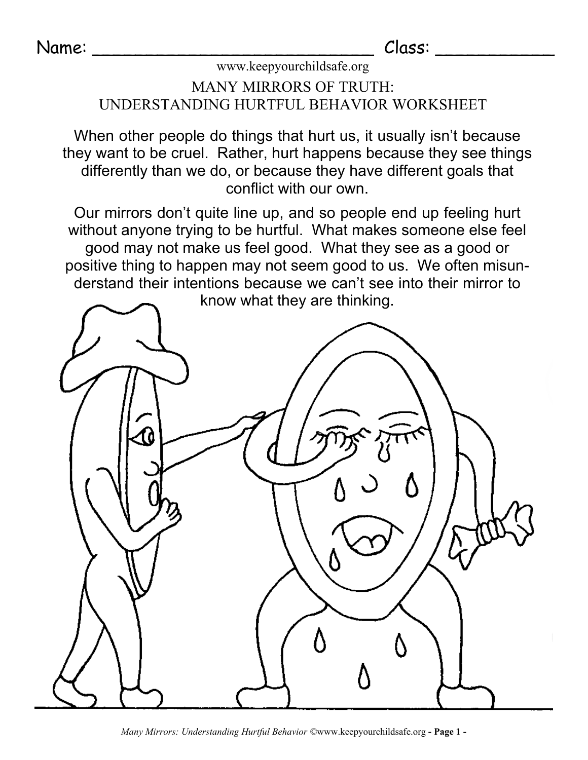Name: ______________________________ Class: ____________

www.keepyourchildsafe.org

# MANY MIRRORS OF TRUTH: UNDERSTANDING HURTFUL BEHAVIOR WORKSHEET

When other people do things that hurt us, it usually isn't because they want to be cruel. Rather, hurt happens because they see things differently than we do, or because they have different goals that conflict with our own.

Our mirrors don't quite line up, and so people end up feeling hurt without anyone trying to be hurtful. What makes someone else feel good may not make us feel good. What they see as a good or positive thing to happen may not seem good to us. We often misunderstand their intentions because we can't see into their mirror to know what they are thinking.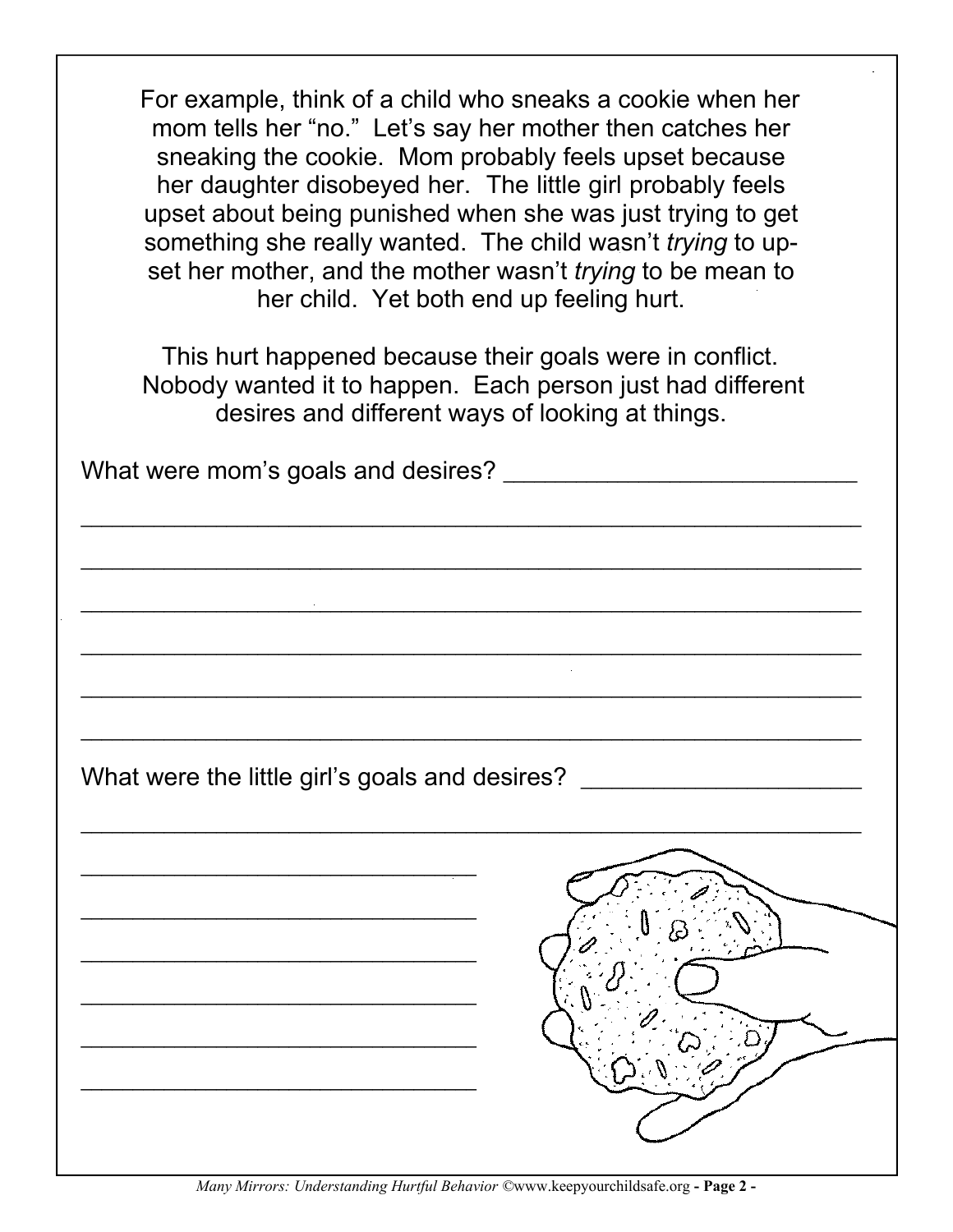For example, think of a child who sneaks a cookie when her mom tells her "no." Let's say her mother then catches her sneaking the cookie. Mom probably feels upset because her daughter disobeyed her. The little girl probably feels upset about being punished when she was just trying to get something she really wanted. The child wasn't *trying* to upset her mother, and the mother wasn't *trying* to be mean to her child. Yet both end up feeling hurt.

This hurt happened because their goals were in conflict. Nobody wanted it to happen. Each person just had different desires and different ways of looking at things.

What were mom's goals and desires? ___________________________

___________________________________________________________

___________________________________________________________

___________________________________________________________

___________________________________________________________

___________________________________________________________

___________________________________________________________

What were the little girl's goals and desires? ____________________

___________________________________________________________

______________________________

______________________________

______________________________

______________________________

______________________________

______________________________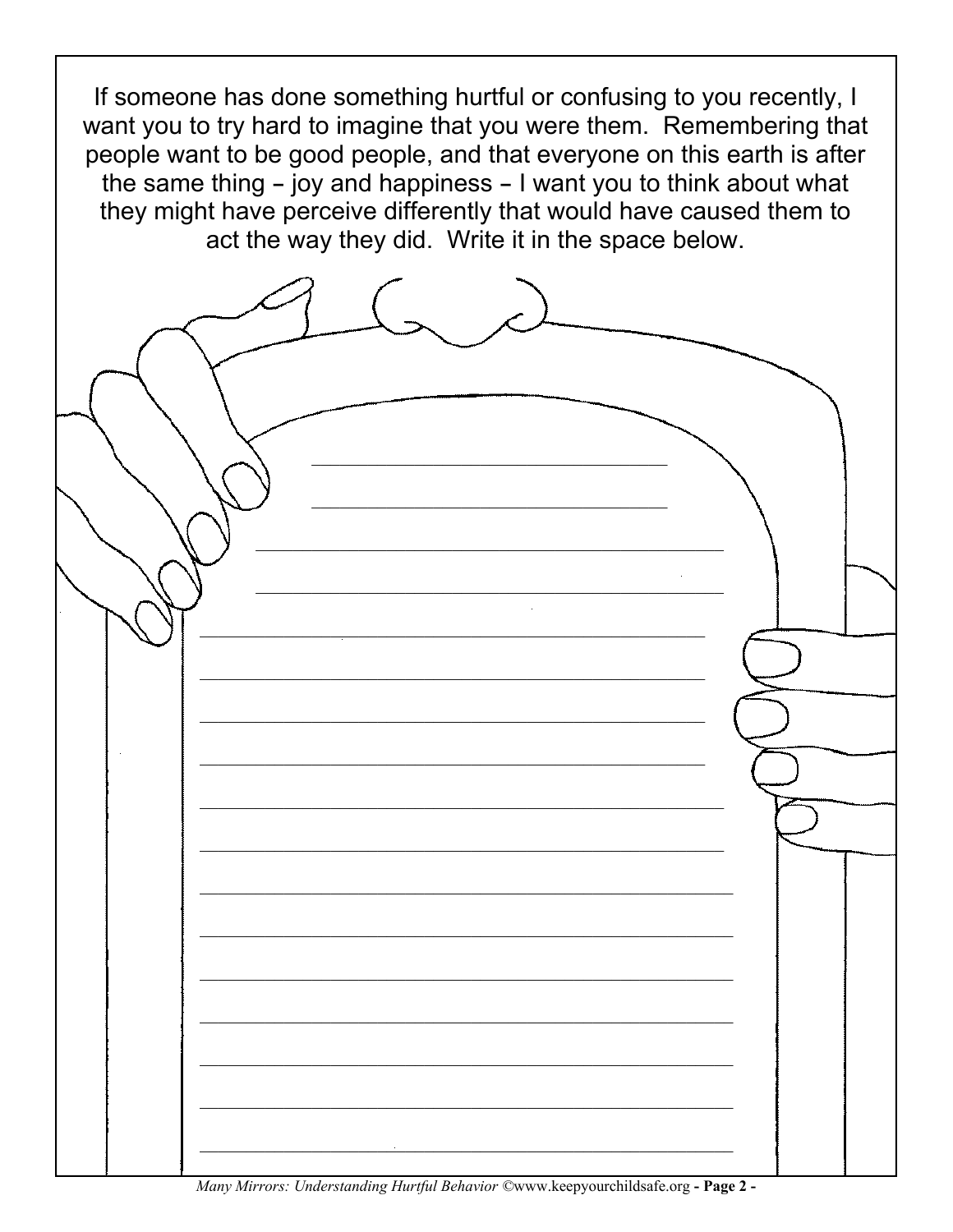If someone has done something hurtful or confusing to you recently, I want you to try hard to imagine that you were them. Remembering that people want to be good people, and that everyone on this earth is after the same thing – joy and happiness – I want you to think about what they might have perceive differently that would have caused them to act the way they did. Write it in the space below.

______________________________

______________________________

______________________________

______________________________

______________________________

______________________________

______________________________

______________________________

______________________________

______________________________

______________________________

______________________________

______________________________

______________________________

______________________________

______________________________

______________________________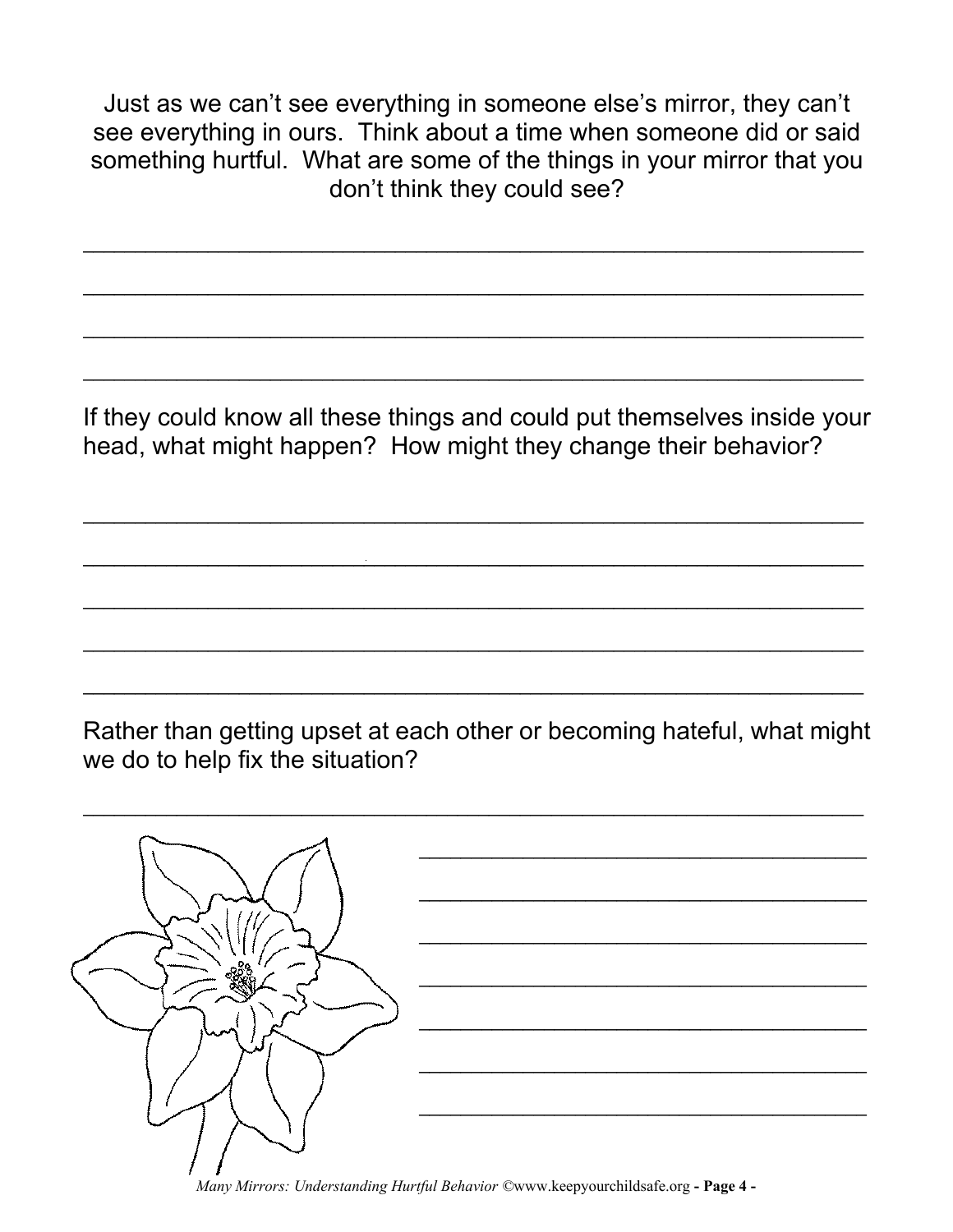Just as we can't see everything in someone else's mirror, they can't see everything in ours. Think about a time when someone did or said something hurtful. What are some of the things in your mirror that you don't think they could see?

If they could know all these things and could put themselves inside your head, what might happen? How might they change their behavior?

Rather than getting upset at each other or becoming hateful, what might we do to help fix the situation?